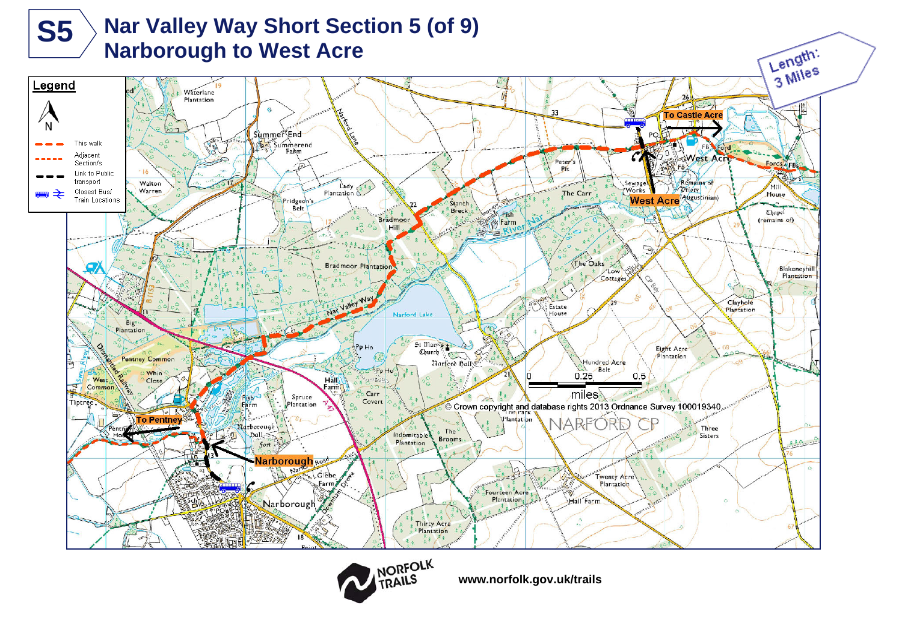# S5 Nar Valley Way Short Section 5 (of 9)
# Narborough to West Acre

Length: 3 Miles

**Legend**

- This walk
- Adjacent Section/s
- Link to Public transport
- Closest Bus/ Train Locations

To Castle Acre

West Acre

To Pentney

Narborough

© Crown copyright and database rights 2013 Ordnance Survey 100019340

NORFOLK TRAILS

**www.norfolk.gov.uk/trails**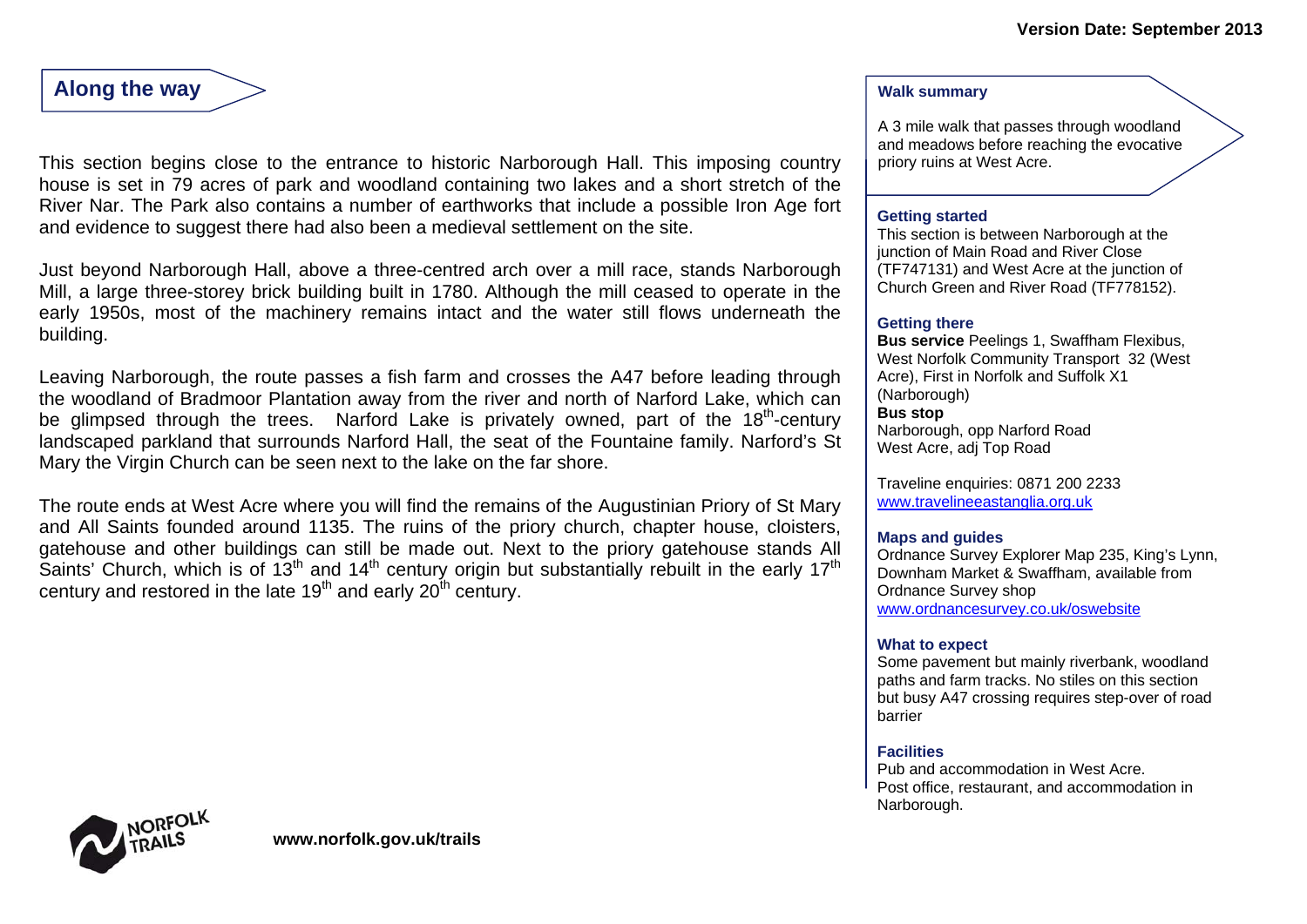Version Date: September 2013

## Along the way

This section begins close to the entrance to historic Narborough Hall. This imposing country house is set in 79 acres of park and woodland containing two lakes and a short stretch of the River Nar. The Park also contains a number of earthworks that include a possible Iron Age fort and evidence to suggest there had also been a medieval settlement on the site.

Just beyond Narborough Hall, above a three-centred arch over a mill race, stands Narborough Mill, a large three-storey brick building built in 1780. Although the mill ceased to operate in the early 1950s, most of the machinery remains intact and the water still flows underneath the building.

Leaving Narborough, the route passes a fish farm and crosses the A47 before leading through the woodland of Bradmoor Plantation away from the river and north of Narford Lake, which can be glimpsed through the trees. Narford Lake is privately owned, part of the 18th-century landscaped parkland that surrounds Narford Hall, the seat of the Fountaine family. Narford's St Mary the Virgin Church can be seen next to the lake on the far shore.

The route ends at West Acre where you will find the remains of the Augustinian Priory of St Mary and All Saints founded around 1135. The ruins of the priory church, chapter house, cloisters, gatehouse and other buildings can still be made out. Next to the priory gatehouse stands All Saints' Church, which is of 13th and 14th century origin but substantially rebuilt in the early 17th century and restored in the late 19th and early 20th century.

### Walk summary

A 3 mile walk that passes through woodland and meadows before reaching the evocative priory ruins at West Acre.

### Getting started

This section is between Narborough at the junction of Main Road and River Close (TF747131) and West Acre at the junction of Church Green and River Road (TF778152).

### Getting there

**Bus service** Peelings 1, Swaffham Flexibus, West Norfolk Community Transport 32 (West Acre), First in Norfolk and Suffolk X1 (Narborough)

**Bus stop**
Narborough, opp Narford Road
West Acre, adj Top Road

Traveline enquiries: 0871 200 2233
www.travelineeastanglia.org.uk

### Maps and guides

Ordnance Survey Explorer Map 235, King's Lynn, Downham Market & Swaffham, available from Ordnance Survey shop
www.ordnancesurvey.co.uk/oswebsite

### What to expect

Some pavement but mainly riverbank, woodland paths and farm tracks. No stiles on this section but busy A47 crossing requires step-over of road barrier

### Facilities

Pub and accommodation in West Acre.
Post office, restaurant, and accommodation in Narborough.

NORFOLK TRAILS

**www.norfolk.gov.uk/trails**